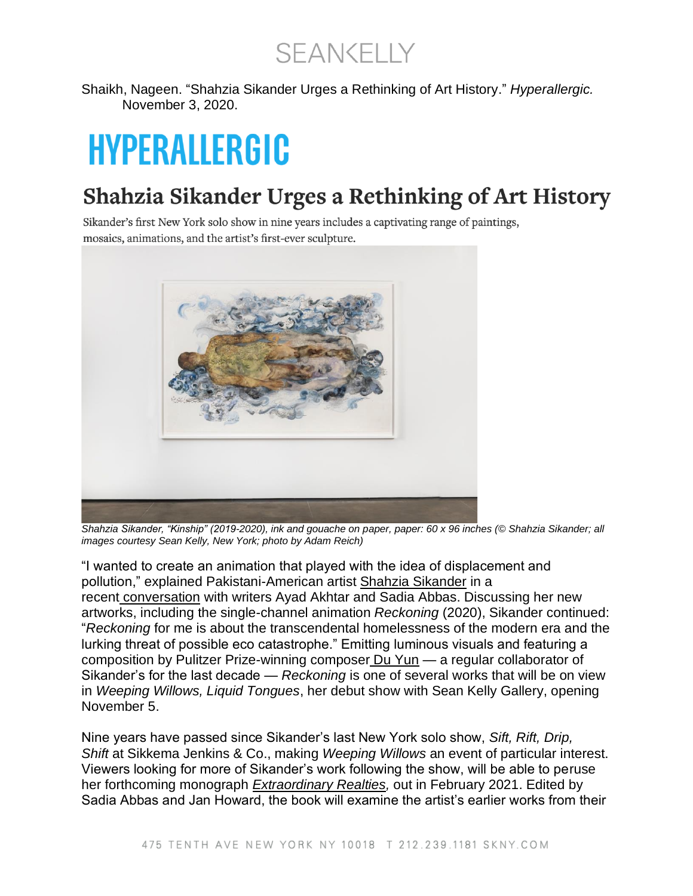Shaikh, Nageen. "Shahzia Sikander Urges a Rethinking of Art History." *Hyperallergic.* November 3, 2020.

# HYPERALLERGIC

## Shahzia Sikander Urges a Rethinking of Art History

Sikander's first New York solo show in nine years includes a captivating range of paintings, mosaics, animations, and the artist's first-ever sculpture.

*Shahzia Sikander, "Kinship" (2019-2020), ink and gouache on paper, paper: 60 x 96 inches (© Shahzia Sikander; all images courtesy Sean Kelly, New York; photo by Adam Reich)*

"I wanted to create an animation that played with the idea of displacement and pollution," explained Pakistani-American artist Shahzia Sikander in a recent conversation with writers Ayad Akhtar and Sadia Abbas. Discussing her new artworks, including the single-channel animation *Reckoning* (2020), Sikander continued: "*Reckoning* for me is about the transcendental homelessness of the modern era and the lurking threat of possible eco catastrophe." Emitting luminous visuals and featuring a composition by Pulitzer Prize-winning composer Du Yun — a regular collaborator of Sikander's for the last decade — *Reckoning* is one of several works that will be on view in *Weeping Willows, Liquid Tongues*, her debut show with Sean Kelly Gallery, opening November 5.

Nine years have passed since Sikander's last New York solo show, *Sift, Rift, Drip, Shift* at Sikkema Jenkins & Co., making *Weeping Willows* an event of particular interest. Viewers looking for more of Sikander's work following the show, will be able to peruse her forthcoming monograph *Extraordinary Realties,* out in February 2021. Edited by Sadia Abbas and Jan Howard, the book will examine the artist's earlier works from their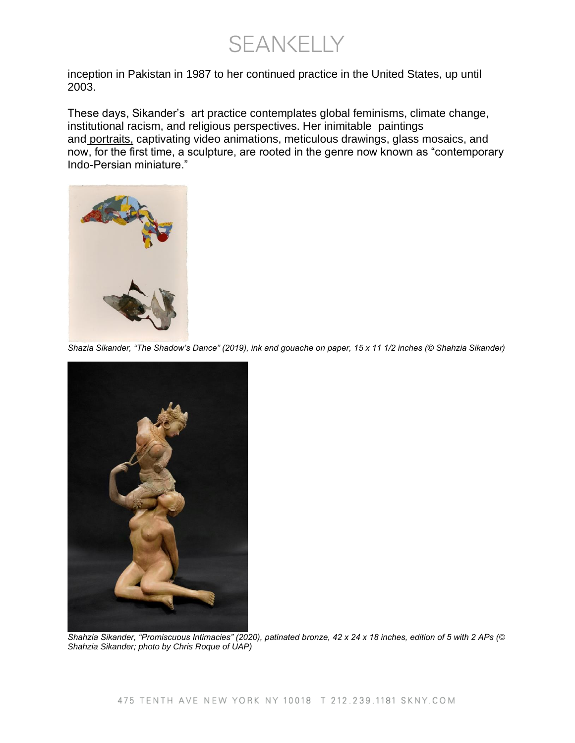inception in Pakistan in 1987 to her continued practice in the United States, up until 2003.

These days, Sikander's art practice contemplates global feminisms, climate change, institutional racism, and religious perspectives. Her inimitable paintings and portraits, captivating video animations, meticulous drawings, glass mosaics, and now, for the first time, a sculpture, are rooted in the genre now known as "contemporary Indo-Persian miniature."

*Shazia Sikander, "The Shadow's Dance" (2019), ink and gouache on paper, 15 x 11 1/2 inches (© Shahzia Sikander)*

*Shahzia Sikander, "Promiscuous Intimacies" (2020), patinated bronze, 42 x 24 x 18 inches, edition of 5 with 2 APs (© Shahzia Sikander; photo by Chris Roque of UAP)*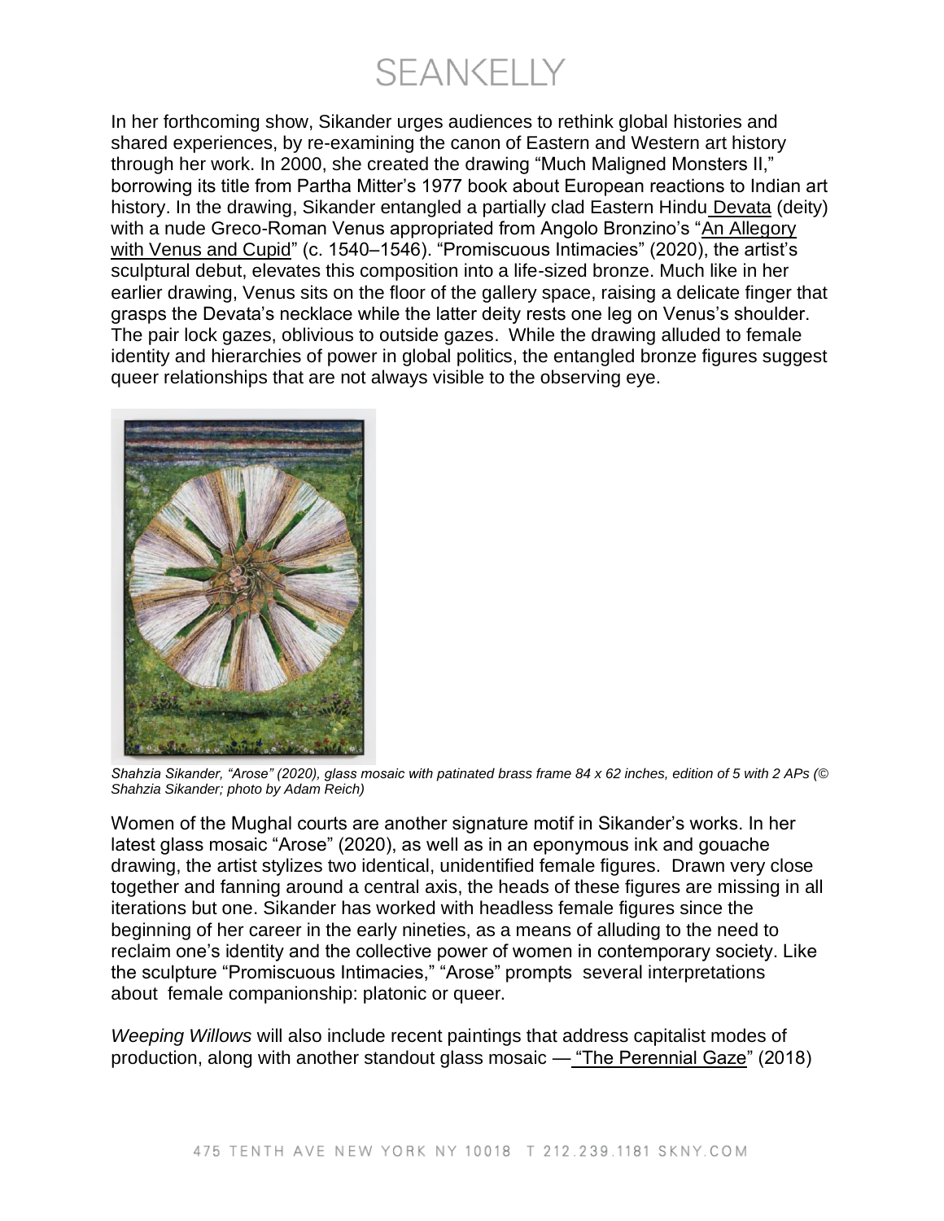In her forthcoming show, Sikander urges audiences to rethink global histories and shared experiences, by re-examining the canon of Eastern and Western art history through her work. In 2000, she created the drawing "Much Maligned Monsters II," borrowing its title from Partha Mitter's 1977 book about European reactions to Indian art history. In the drawing, Sikander entangled a partially clad Eastern Hindu Devata (deity) with a nude Greco-Roman Venus appropriated from Angolo Bronzino's "An Allegory with Venus and Cupid" (c. 1540–1546). "Promiscuous Intimacies" (2020), the artist's sculptural debut, elevates this composition into a life-sized bronze. Much like in her earlier drawing, Venus sits on the floor of the gallery space, raising a delicate finger that grasps the Devata's necklace while the latter deity rests one leg on Venus's shoulder. The pair lock gazes, oblivious to outside gazes. While the drawing alluded to female identity and hierarchies of power in global politics, the entangled bronze figures suggest queer relationships that are not always visible to the observing eye.

*Shahzia Sikander, "Arose" (2020), glass mosaic with patinated brass frame 84 x 62 inches, edition of 5 with 2 APs (© Shahzia Sikander; photo by Adam Reich)*

Women of the Mughal courts are another signature motif in Sikander's works. In her latest glass mosaic "Arose" (2020), as well as in an eponymous ink and gouache drawing, the artist stylizes two identical, unidentified female figures. Drawn very close together and fanning around a central axis, the heads of these figures are missing in all iterations but one. Sikander has worked with headless female figures since the beginning of her career in the early nineties, as a means of alluding to the need to reclaim one's identity and the collective power of women in contemporary society. Like the sculpture "Promiscuous Intimacies," "Arose" prompts several interpretations about female companionship: platonic or queer.

*Weeping Willows* will also include recent paintings that address capitalist modes of production, along with another standout glass mosaic — "The Perennial Gaze" (2018)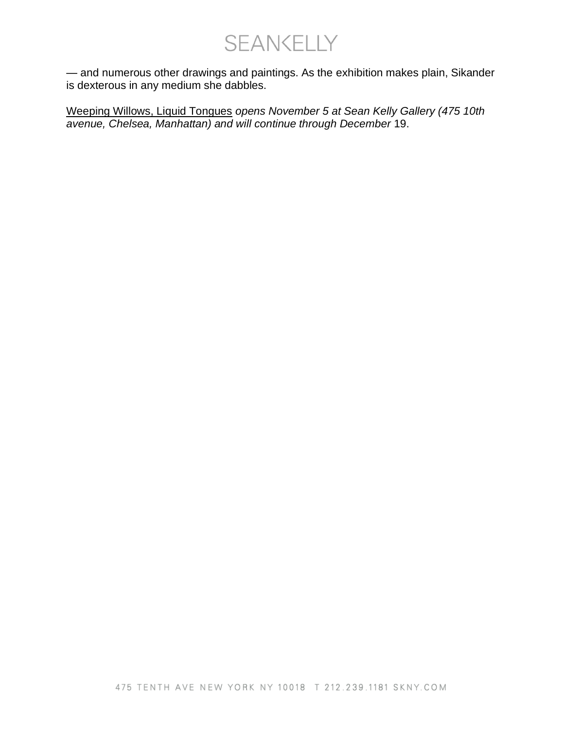— and numerous other drawings and paintings. As the exhibition makes plain, Sikander is dexterous in any medium she dabbles.

<u>Weeping Willows, Liquid Tongues</u> *opens November 5 at Sean Kelly Gallery (475 10th avenue, Chelsea, Manhattan) and will continue through December* 19.